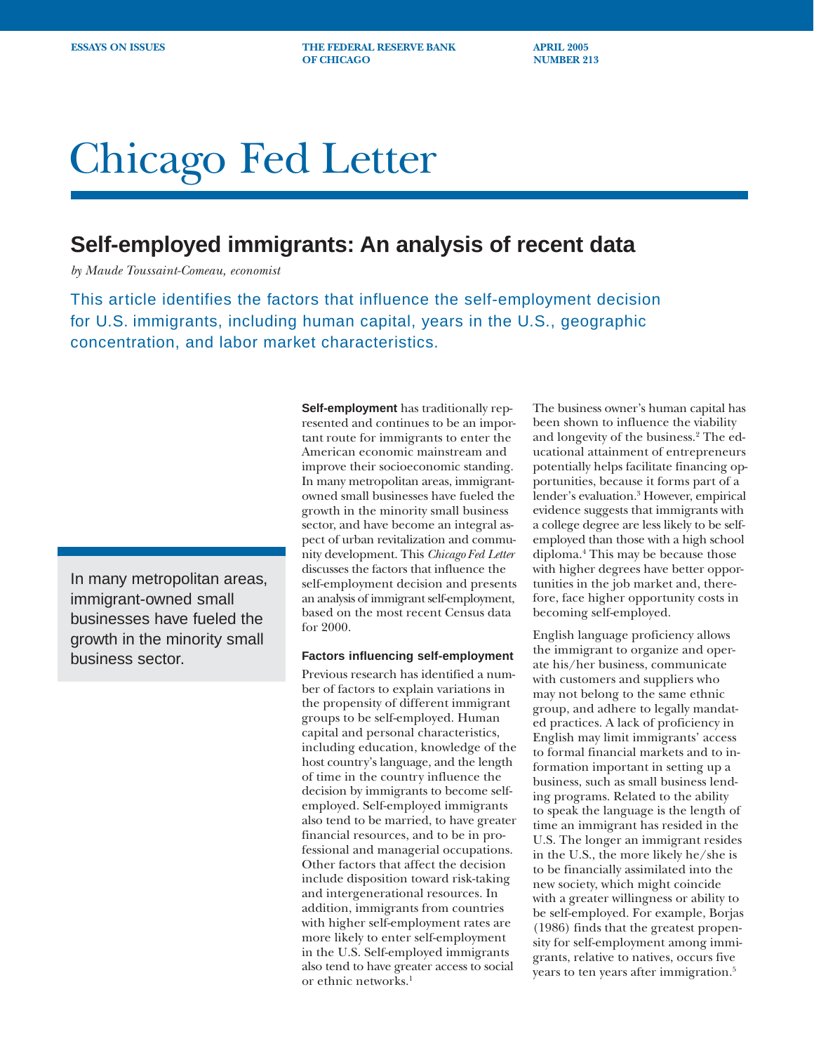ESSAYS ON ISSUES THE FEDERAL RESERVE BANK OF CHICAGO APRIL 2005 NUMBER 213

# Chicago Fed Letter

## Self-employed immigrants: An analysis of recent data

*by Maude Toussaint-Comeau, economist*

This article identifies the factors that influence the self-employment decision for U.S. immigrants, including human capital, years in the U.S., geographic concentration, and labor market characteristics.

**Self-employment** has traditionally represented and continues to be an important route for immigrants to enter the American economic mainstream and improve their socioeconomic standing. In many metropolitan areas, immigrant-owned small businesses have fueled the growth in the minority small business sector, and have become an integral aspect of urban revitalization and community development. This *Chicago Fed Letter* discusses the factors that influence the self-employment decision and presents an analysis of immigrant self-employment, based on the most recent Census data for 2000.

> In many metropolitan areas, immigrant-owned small businesses have fueled the growth in the minority small business sector.

### Factors influencing self-employment

Previous research has identified a number of factors to explain variations in the propensity of different immigrant groups to be self-employed. Human capital and personal characteristics, including education, knowledge of the host country's language, and the length of time in the country influence the decision by immigrants to become self-employed. Self-employed immigrants also tend to be married, to have greater financial resources, and to be in professional and managerial occupations. Other factors that affect the decision include disposition toward risk-taking and intergenerational resources. In addition, immigrants from countries with higher self-employment rates are more likely to enter self-employment in the U.S. Self-employed immigrants also tend to have greater access to social or ethnic networks.[1]

The business owner's human capital has been shown to influence the viability and longevity of the business.[2] The educational attainment of entrepreneurs potentially helps facilitate financing opportunities, because it forms part of a lender's evaluation.[3] However, empirical evidence suggests that immigrants with a college degree are less likely to be self-employed than those with a high school diploma.[4] This may be because those with higher degrees have better opportunities in the job market and, therefore, face higher opportunity costs in becoming self-employed.

English language proficiency allows the immigrant to organize and operate his/her business, communicate with customers and suppliers who may not belong to the same ethnic group, and adhere to legally mandated practices. A lack of proficiency in English may limit immigrants' access to formal financial markets and to information important in setting up a business, such as small business lending programs. Related to the ability to speak the language is the length of time an immigrant has resided in the U.S. The longer an immigrant resides in the U.S., the more likely he/she is to be financially assimilated into the new society, which might coincide with a greater willingness or ability to be self-employed. For example, Borjas (1986) finds that the greatest propensity for self-employment among immigrants, relative to natives, occurs five years to ten years after immigration.[5]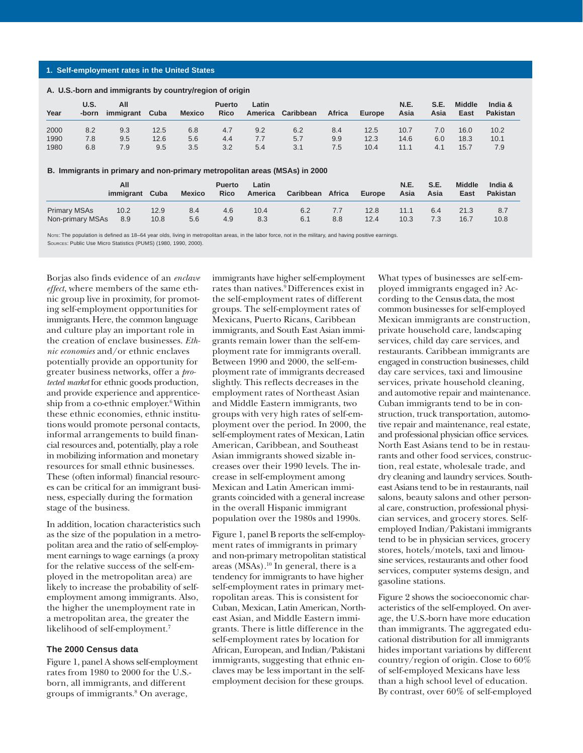**1. Self-employment rates in the United States**

**A. U.S.-born and immigrants by country/region of origin**

| Year | U.S. -born | All immigrant | Cuba | Mexico | Puerto Rico | Latin America | Caribbean | Africa | Europe | N.E. Asia | S.E. Asia | Middle East | India & Pakistan |
|---|---|---|---|---|---|---|---|---|---|---|---|---|---|
| 2000 | 8.2 | 9.3 | 12.5 | 6.8 | 4.7 | 9.2 | 6.2 | 8.4 | 12.5 | 10.7 | 7.0 | 16.0 | 10.2 |
| 1990 | 7.8 | 9.5 | 12.6 | 5.6 | 4.4 | 7.7 | 5.7 | 9.9 | 12.3 | 14.6 | 6.0 | 18.3 | 10.1 |
| 1980 | 6.8 | 7.9 | 9.5 | 3.5 | 3.2 | 5.4 | 3.1 | 7.5 | 10.4 | 11.1 | 4.1 | 15.7 | 7.9 |

**B. Immigrants in primary and non-primary metropolitan areas (MSAs) in 2000**

| | All immigrant | Cuba | Mexico | Puerto Rico | Latin America | Caribbean | Africa | Europe | N.E. Asia | S.E. Asia | Middle East | India & Pakistan |
|---|---|---|---|---|---|---|---|---|---|---|---|---|
| Primary MSAs | 10.2 | 12.9 | 8.4 | 4.6 | 10.4 | 6.2 | 7.7 | 12.8 | 11.1 | 6.4 | 21.3 | 8.7 |
| Non-primary MSAs | 8.9 | 10.8 | 5.6 | 4.9 | 8.3 | 6.1 | 8.8 | 12.4 | 10.3 | 7.3 | 16.7 | 10.8 |

Note: The population is defined as 18–64 year olds, living in metropolitan areas, in the labor force, not in the military, and having positive earnings.
Sources: Public Use Micro Statistics (PUMS) (1980, 1990, 2000).

Borjas also finds evidence of an *enclave effect*, where members of the same ethnic group live in proximity, for promoting self-employment opportunities for immigrants. Here, the common language and culture play an important role in the creation of enclave businesses. *Ethnic economies* and/or ethnic enclaves potentially provide an opportunity for greater business networks, offer a *protected market* for ethnic goods production, and provide experience and apprenticeship from a co-ethnic employer.[6] Within these ethnic economies, ethnic institutions would promote personal contacts, informal arrangements to build financial resources and, potentially, play a role in mobilizing information and monetary resources for small ethnic businesses. These (often informal) financial resources can be critical for an immigrant business, especially during the formation stage of the business.

In addition, location characteristics such as the size of the population in a metropolitan area and the ratio of self-employment earnings to wage earnings (a proxy for the relative success of the self-employed in the metropolitan area) are likely to increase the probability of self-employment among immigrants. Also, the higher the unemployment rate in a metropolitan area, the greater the likelihood of self-employment.[7]

### The 2000 Census data

Figure 1, panel A shows self-employment rates from 1980 to 2000 for the U.S.-born, all immigrants, and different groups of immigrants.[8] On average, immigrants have higher self-employment rates than natives.[9] Differences exist in the self-employment rates of different groups. The self-employment rates of Mexicans, Puerto Ricans, Caribbean immigrants, and South East Asian immigrants remain lower than the self-employment rate for immigrants overall. Between 1990 and 2000, the self-employment rate of immigrants decreased slightly. This reflects decreases in the employment rates of Northeast Asian and Middle Eastern immigrants, two groups with very high rates of self-employment over the period. In 2000, the self-employment rates of Mexican, Latin American, Caribbean, and Southeast Asian immigrants showed sizable increases over their 1990 levels. The increase in self-employment among Mexican and Latin American immigrants coincided with a general increase in the overall Hispanic immigrant population over the 1980s and 1990s.

Figure 1, panel B reports the self-employment rates of immigrants in primary and non-primary metropolitan statistical areas (MSAs).[10] In general, there is a tendency for immigrants to have higher self-employment rates in primary metropolitan areas. This is consistent for Cuban, Mexican, Latin American, Northeast Asian, and Middle Eastern immigrants. There is little difference in the self-employment rates by location for African, European, and Indian/Pakistani immigrants, suggesting that ethnic enclaves may be less important in the self-employment decision for these groups.

What types of businesses are self-employed immigrants engaged in? According to the Census data, the most common businesses for self-employed Mexican immigrants are construction, private household care, landscaping services, child day care services, and restaurants. Caribbean immigrants are engaged in construction businesses, child day care services, taxi and limousine services, private household cleaning, and automotive repair and maintenance. Cuban immigrants tend to be in construction, truck transportation, automotive repair and maintenance, real estate, and professional physician office services. North East Asians tend to be in restaurants and other food services, construction, real estate, wholesale trade, and dry cleaning and laundry services. Southeast Asians tend to be in restaurants, nail salons, beauty salons and other personal care, construction, professional physician services, and grocery stores. Self-employed Indian/Pakistani immigrants tend to be in physician services, grocery stores, hotels/motels, taxi and limousine services, restaurants and other food services, computer systems design, and gasoline stations.

Figure 2 shows the socioeconomic characteristics of the self-employed. On average, the U.S.-born have more education than immigrants. The aggregated educational distribution for all immigrants hides important variations by different country/region of origin. Close to 60% of self-employed Mexicans have less than a high school level of education. By contrast, over 60% of self-employed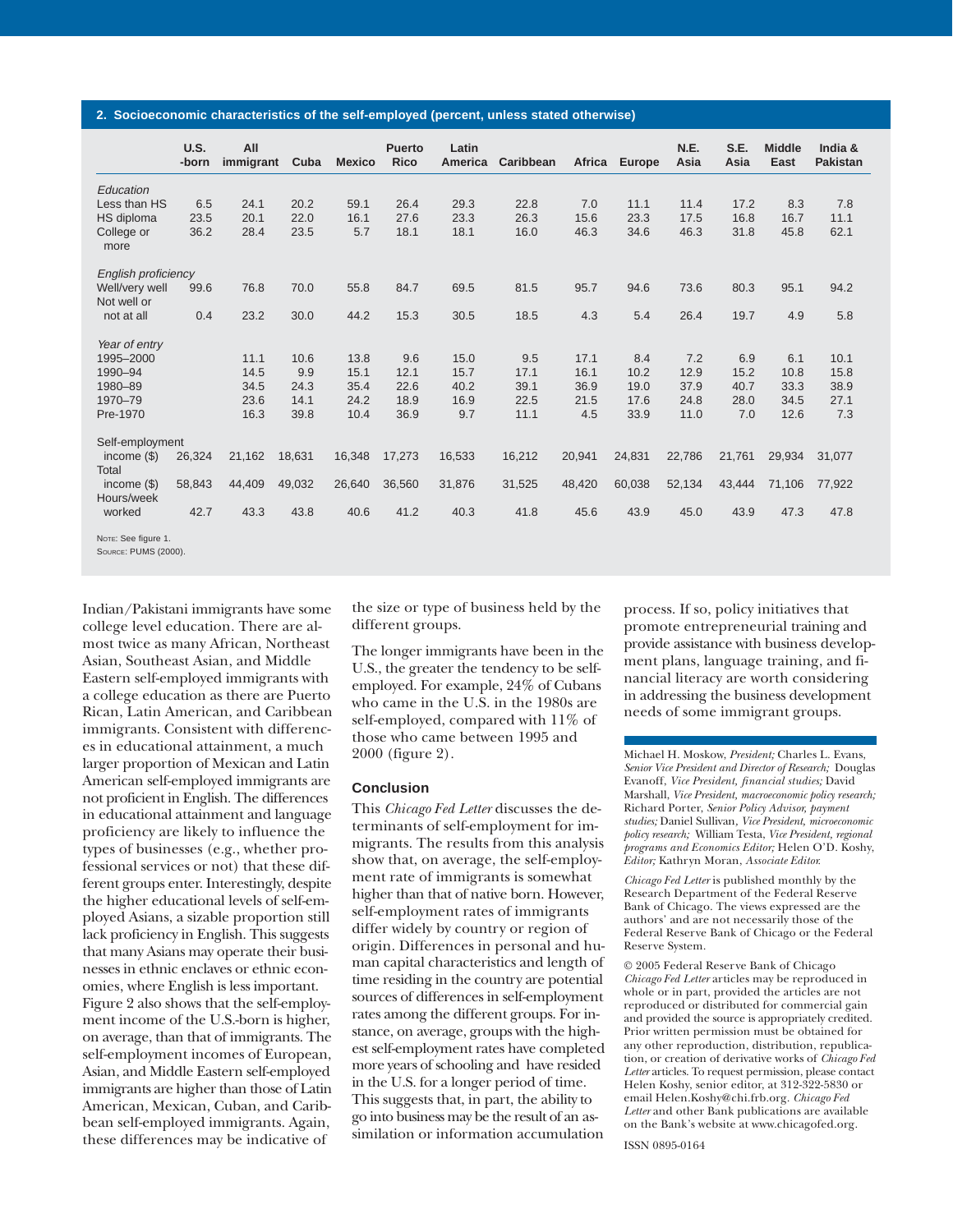**2. Socioeconomic characteristics of the self-employed (percent, unless stated otherwise)**

| | U.S.-born | All immigrant | Cuba | Mexico | Puerto Rico | Latin America | Caribbean | Africa | Europe | N.E. Asia | S.E. Asia | Middle East | India & Pakistan |
|---|---|---|---|---|---|---|---|---|---|---|---|---|---|
| *Education* | | | | | | | | | | | | | |
| Less than HS | 6.5 | 24.1 | 20.2 | 59.1 | 26.4 | 29.3 | 22.8 | 7.0 | 11.1 | 11.4 | 17.2 | 8.3 | 7.8 |
| HS diploma | 23.5 | 20.1 | 22.0 | 16.1 | 27.6 | 23.3 | 26.3 | 15.6 | 23.3 | 17.5 | 16.8 | 16.7 | 11.1 |
| College or more | 36.2 | 28.4 | 23.5 | 5.7 | 18.1 | 18.1 | 16.0 | 46.3 | 34.6 | 46.3 | 31.8 | 45.8 | 62.1 |
| *English proficiency* | | | | | | | | | | | | | |
| Well/very well | 99.6 | 76.8 | 70.0 | 55.8 | 84.7 | 69.5 | 81.5 | 95.7 | 94.6 | 73.6 | 80.3 | 95.1 | 94.2 |
| Not well or not at all | 0.4 | 23.2 | 30.0 | 44.2 | 15.3 | 30.5 | 18.5 | 4.3 | 5.4 | 26.4 | 19.7 | 4.9 | 5.8 |
| *Year of entry* | | | | | | | | | | | | | |
| 1995–2000 | | 11.1 | 10.6 | 13.8 | 9.6 | 15.0 | 9.5 | 17.1 | 8.4 | 7.2 | 6.9 | 6.1 | 10.1 |
| 1990–94 | | 14.5 | 9.9 | 15.1 | 12.1 | 15.7 | 17.1 | 16.1 | 10.2 | 12.9 | 15.2 | 10.8 | 15.8 |
| 1980–89 | | 34.5 | 24.3 | 35.4 | 22.6 | 40.2 | 39.1 | 36.9 | 19.0 | 37.9 | 40.7 | 33.3 | 38.9 |
| 1970–79 | | 23.6 | 14.1 | 24.2 | 18.9 | 16.9 | 22.5 | 21.5 | 17.6 | 24.8 | 28.0 | 34.5 | 27.1 |
| Pre-1970 | | 16.3 | 39.8 | 10.4 | 36.9 | 9.7 | 11.1 | 4.5 | 33.9 | 11.0 | 7.0 | 12.6 | 7.3 |
| Self-employment income ($) | 26,324 | 21,162 | 18,631 | 16,348 | 17,273 | 16,533 | 16,212 | 20,941 | 24,831 | 22,786 | 21,761 | 29,934 | 31,077 |
| Total income ($) | 58,843 | 44,409 | 49,032 | 26,640 | 36,560 | 31,876 | 31,525 | 48,420 | 60,038 | 52,134 | 43,444 | 71,106 | 77,922 |
| Hours/week worked | 42.7 | 43.3 | 43.8 | 40.6 | 41.2 | 40.3 | 41.8 | 45.6 | 43.9 | 45.0 | 43.9 | 47.3 | 47.8 |

Note: See figure 1.
Source: PUMS (2000).

Indian/Pakistani immigrants have some college level education. There are almost twice as many African, Northeast Asian, Southeast Asian, and Middle Eastern self-employed immigrants with a college education as there are Puerto Rican, Latin American, and Caribbean immigrants. Consistent with differences in educational attainment, a much larger proportion of Mexican and Latin American self-employed immigrants are not proficient in English. The differences in educational attainment and language proficiency are likely to influence the types of businesses (e.g., whether professional services or not) that these different groups enter. Interestingly, despite the higher educational levels of self-employed Asians, a sizable proportion still lack proficiency in English. This suggests that many Asians may operate their businesses in ethnic enclaves or ethnic economies, where English is less important. Figure 2 also shows that the self-employment income of the U.S.-born is higher, on average, than that of immigrants. The self-employment incomes of European, Asian, and Middle Eastern self-employed immigrants are higher than those of Latin American, Mexican, Cuban, and Caribbean self-employed immigrants. Again, these differences may be indicative of the size or type of business held by the different groups.

The longer immigrants have been in the U.S., the greater the tendency to be self-employed. For example, 24% of Cubans who came in the U.S. in the 1980s are self-employed, compared with 11% of those who came between 1995 and 2000 (figure 2).

### Conclusion

This *Chicago Fed Letter* discusses the determinants of self-employment for immigrants. The results from this analysis show that, on average, the self-employment rate of immigrants is somewhat higher than that of native born. However, self-employment rates of immigrants differ widely by country or region of origin. Differences in personal and human capital characteristics and length of time residing in the country are potential sources of differences in self-employment rates among the different groups. For instance, on average, groups with the highest self-employment rates have completed more years of schooling and have resided in the U.S. for a longer period of time. This suggests that, in part, the ability to go into business may be the result of an assimilation or information accumulation process. If so, policy initiatives that promote entrepreneurial training and provide assistance with business development plans, language training, and financial literacy are worth considering in addressing the business development needs of some immigrant groups.

---

Michael H. Moskow, *President;* Charles L. Evans, *Senior Vice President and Director of Research;* Douglas Evanoff, *Vice President, financial studies;* David Marshall, *Vice President, macroeconomic policy research;* Richard Porter, *Senior Policy Advisor, payment studies;* Daniel Sullivan, *Vice President, microeconomic policy research;* William Testa, *Vice President, regional programs and Economics Editor;* Helen O'D. Koshy, *Editor;* Kathryn Moran, *Associate Editor.*

*Chicago Fed Letter* is published monthly by the Research Department of the Federal Reserve Bank of Chicago. The views expressed are the authors' and are not necessarily those of the Federal Reserve Bank of Chicago or the Federal Reserve System.

© 2005 Federal Reserve Bank of Chicago
*Chicago Fed Letter* articles may be reproduced in whole or in part, provided the articles are not reproduced or distributed for commercial gain and provided the source is appropriately credited. Prior written permission must be obtained for any other reproduction, distribution, republication, or creation of derivative works of *Chicago Fed Letter* articles. To request permission, please contact Helen Koshy, senior editor, at 312-322-5830 or email Helen.Koshy@chi.frb.org. *Chicago Fed Letter* and other Bank publications are available on the Bank's website at www.chicagofed.org.

ISSN 0895-0164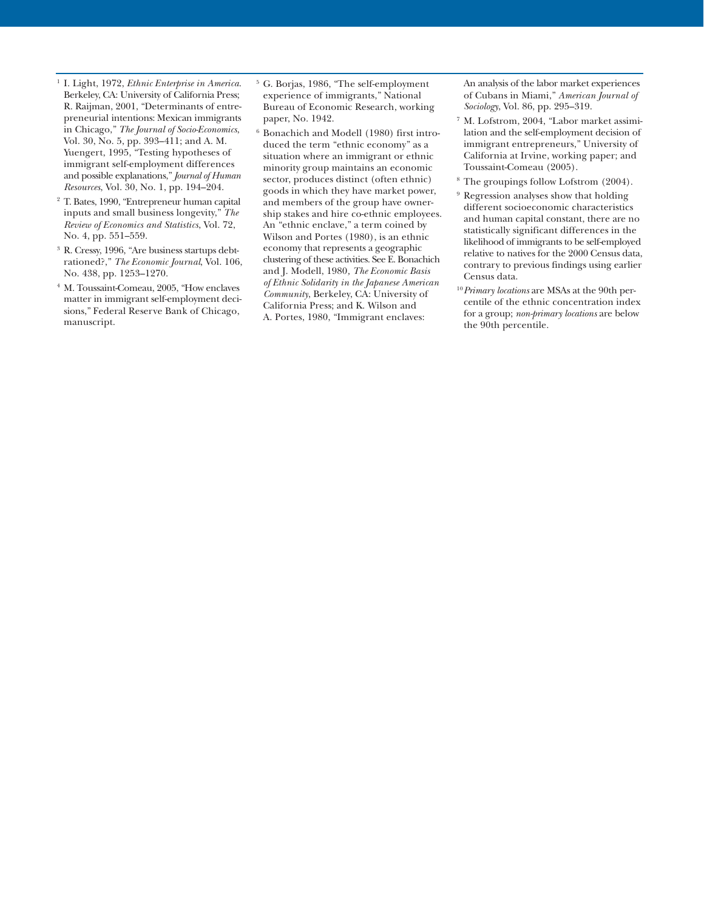[1] I. Light, 1972, *Ethnic Enterprise in America*. Berkeley, CA: University of California Press; R. Raijman, 2001, "Determinants of entrepreneurial intentions: Mexican immigrants in Chicago," *The Journal of Socio-Economics*, Vol. 30, No. 5, pp. 393–411; and A. M. Yuengert, 1995, "Testing hypotheses of immigrant self-employment differences and possible explanations," *Journal of Human Resources*, Vol. 30, No. 1, pp. 194–204.

[2] T. Bates, 1990, "Entrepreneur human capital inputs and small business longevity," *The Review of Economics and Statistics*, Vol. 72, No. 4, pp. 551–559.

[3] R. Cressy, 1996, "Are business startups debt-rationed?," *The Economic Journal*, Vol. 106, No. 438, pp. 1253–1270.

[4] M. Toussaint-Comeau, 2005, "How enclaves matter in immigrant self-employment decisions," Federal Reserve Bank of Chicago, manuscript.

[5] G. Borjas, 1986, "The self-employment experience of immigrants," National Bureau of Economic Research, working paper, No. 1942.

[6] Bonachich and Modell (1980) first introduced the term "ethnic economy" as a situation where an immigrant or ethnic minority group maintains an economic sector, produces distinct (often ethnic) goods in which they have market power, and members of the group have ownership stakes and hire co-ethnic employees. An "ethnic enclave," a term coined by Wilson and Portes (1980), is an ethnic economy that represents a geographic clustering of these activities. See E. Bonachich and J. Modell, 1980, *The Economic Basis of Ethnic Solidarity in the Japanese American Community*, Berkeley, CA: University of California Press; and K. Wilson and A. Portes, 1980, "Immigrant enclaves: An analysis of the labor market experiences of Cubans in Miami," *American Journal of Sociology*, Vol. 86, pp. 295–319.

[7] M. Lofstrom, 2004, "Labor market assimilation and the self-employment decision of immigrant entrepreneurs," University of California at Irvine, working paper; and Toussaint-Comeau (2005).

[8] The groupings follow Lofstrom (2004).

[9] Regression analyses show that holding different socioeconomic characteristics and human capital constant, there are no statistically significant differences in the likelihood of immigrants to be self-employed relative to natives for the 2000 Census data, contrary to previous findings using earlier Census data.

[10] *Primary locations* are MSAs at the 90th percentile of the ethnic concentration index for a group; *non-primary locations* are below the 90th percentile.